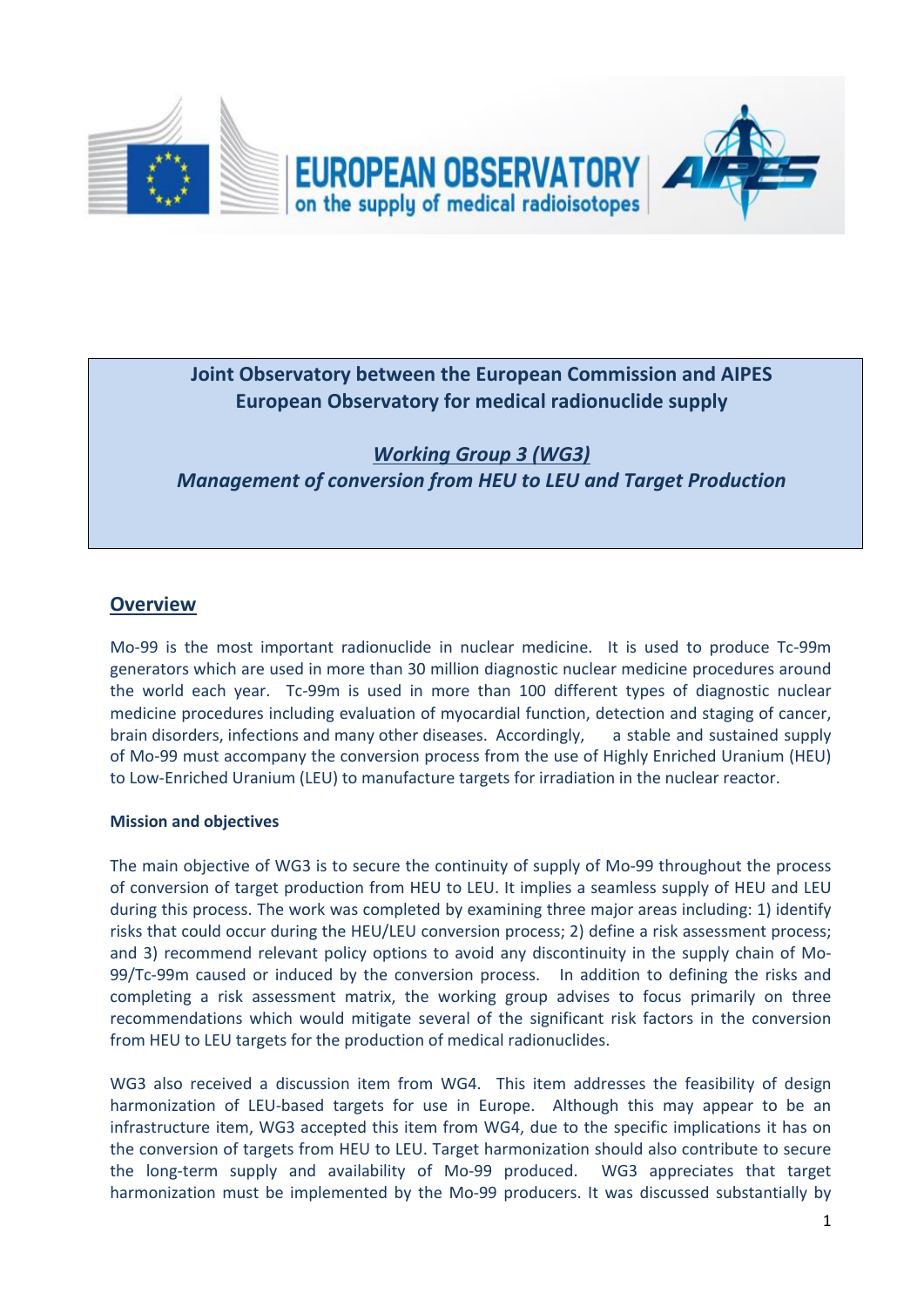**EUROPEAN OBSERVATORY** on the supply of medical radioisotopes

**Joint Observatory between the European Commission and AIPES**
**European Observatory for medical radionuclide supply**

***Working Group 3 (WG3)***
***Management of conversion from HEU to LEU and Target Production***

## Overview

Mo-99 is the most important radionuclide in nuclear medicine. It is used to produce Tc-99m generators which are used in more than 30 million diagnostic nuclear medicine procedures around the world each year. Tc-99m is used in more than 100 different types of diagnostic nuclear medicine procedures including evaluation of myocardial function, detection and staging of cancer, brain disorders, infections and many other diseases. Accordingly, a stable and sustained supply of Mo-99 must accompany the conversion process from the use of Highly Enriched Uranium (HEU) to Low-Enriched Uranium (LEU) to manufacture targets for irradiation in the nuclear reactor.

**Mission and objectives**

The main objective of WG3 is to secure the continuity of supply of Mo-99 throughout the process of conversion of target production from HEU to LEU. It implies a seamless supply of HEU and LEU during this process. The work was completed by examining three major areas including: 1) identify risks that could occur during the HEU/LEU conversion process; 2) define a risk assessment process; and 3) recommend relevant policy options to avoid any discontinuity in the supply chain of Mo-99/Tc-99m caused or induced by the conversion process. In addition to defining the risks and completing a risk assessment matrix, the working group advises to focus primarily on three recommendations which would mitigate several of the significant risk factors in the conversion from HEU to LEU targets for the production of medical radionuclides.

WG3 also received a discussion item from WG4. This item addresses the feasibility of design harmonization of LEU-based targets for use in Europe. Although this may appear to be an infrastructure item, WG3 accepted this item from WG4, due to the specific implications it has on the conversion of targets from HEU to LEU. Target harmonization should also contribute to secure the long-term supply and availability of Mo-99 produced. WG3 appreciates that target harmonization must be implemented by the Mo-99 producers. It was discussed substantially by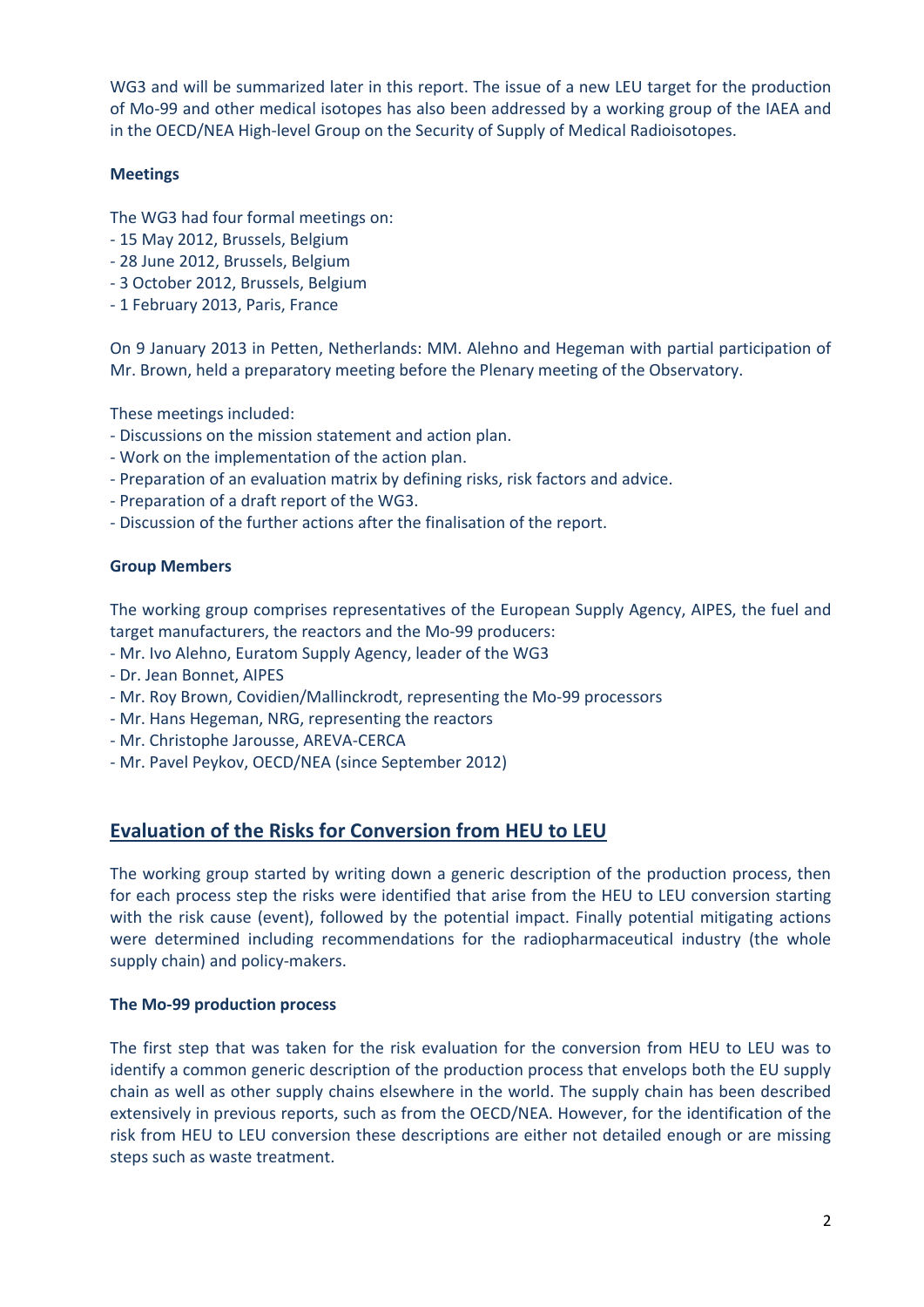WG3 and will be summarized later in this report. The issue of a new LEU target for the production of Mo-99 and other medical isotopes has also been addressed by a working group of the IAEA and in the OECD/NEA High-level Group on the Security of Supply of Medical Radioisotopes.

**Meetings**

The WG3 had four formal meetings on:
- 15 May 2012, Brussels, Belgium
- 28 June 2012, Brussels, Belgium
- 3 October 2012, Brussels, Belgium
- 1 February 2013, Paris, France

On 9 January 2013 in Petten, Netherlands: MM. Alehno and Hegeman with partial participation of Mr. Brown, held a preparatory meeting before the Plenary meeting of the Observatory.

These meetings included:
- Discussions on the mission statement and action plan.
- Work on the implementation of the action plan.
- Preparation of an evaluation matrix by defining risks, risk factors and advice.
- Preparation of a draft report of the WG3.
- Discussion of the further actions after the finalisation of the report.

**Group Members**

The working group comprises representatives of the European Supply Agency, AIPES, the fuel and target manufacturers, the reactors and the Mo-99 producers:
- Mr. Ivo Alehno, Euratom Supply Agency, leader of the WG3
- Dr. Jean Bonnet, AIPES
- Mr. Roy Brown, Covidien/Mallinckrodt, representing the Mo-99 processors
- Mr. Hans Hegeman, NRG, representing the reactors
- Mr. Christophe Jarousse, AREVA-CERCA
- Mr. Pavel Peykov, OECD/NEA (since September 2012)

## Evaluation of the Risks for Conversion from HEU to LEU

The working group started by writing down a generic description of the production process, then for each process step the risks were identified that arise from the HEU to LEU conversion starting with the risk cause (event), followed by the potential impact. Finally potential mitigating actions were determined including recommendations for the radiopharmaceutical industry (the whole supply chain) and policy-makers.

**The Mo-99 production process**

The first step that was taken for the risk evaluation for the conversion from HEU to LEU was to identify a common generic description of the production process that envelops both the EU supply chain as well as other supply chains elsewhere in the world. The supply chain has been described extensively in previous reports, such as from the OECD/NEA. However, for the identification of the risk from HEU to LEU conversion these descriptions are either not detailed enough or are missing steps such as waste treatment.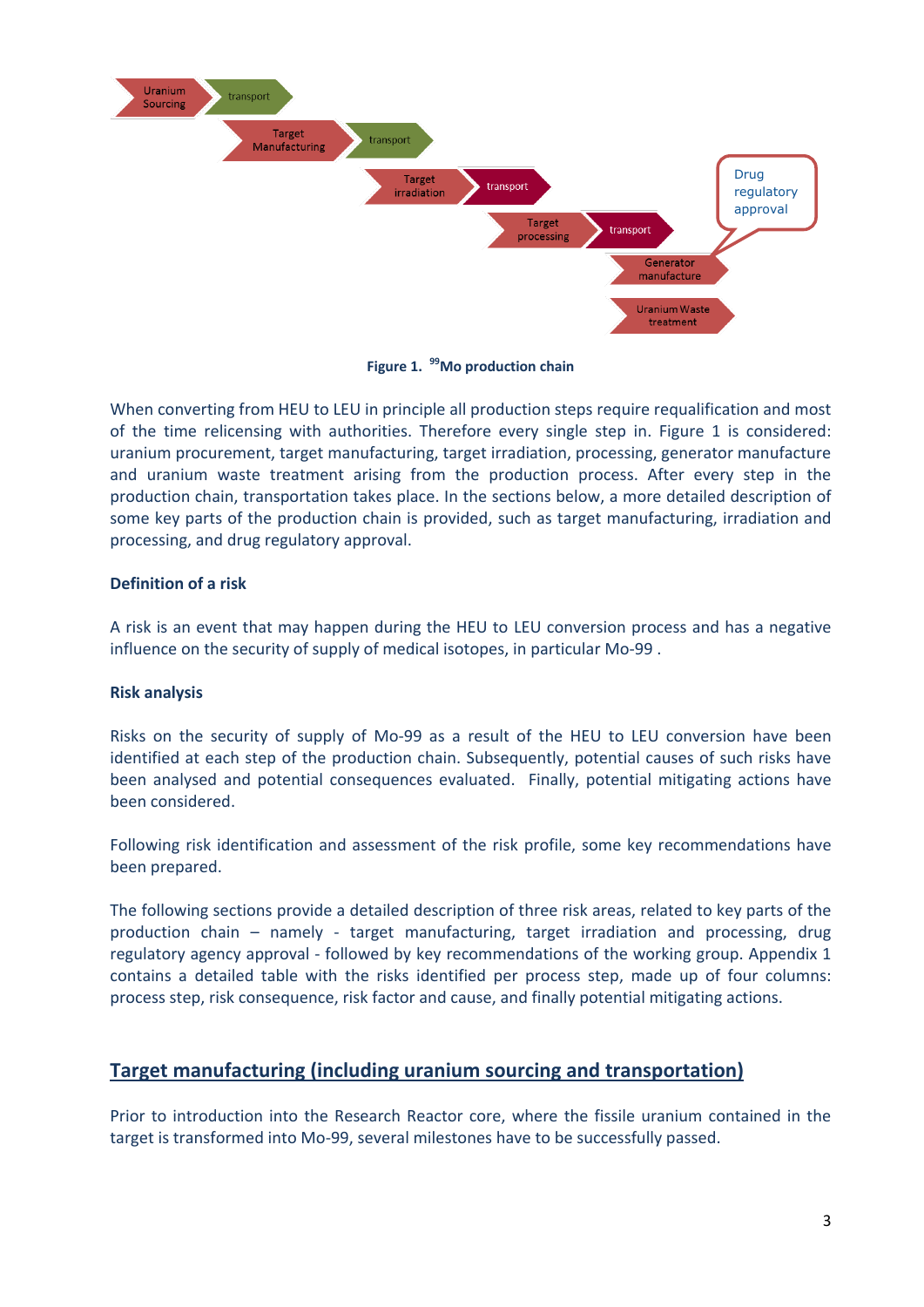Uranium Sourcing → transport → Target Manufacturing → transport → Target irradiation → transport → Target processing → transport → Generator manufacture → Uranium Waste treatment

Drug regulatory approval

**Figure 1.** $^{99}$**Mo production chain**

When converting from HEU to LEU in principle all production steps require requalification and most of the time relicensing with authorities. Therefore every single step in. Figure 1 is considered: uranium procurement, target manufacturing, target irradiation, processing, generator manufacture and uranium waste treatment arising from the production process. After every step in the production chain, transportation takes place. In the sections below, a more detailed description of some key parts of the production chain is provided, such as target manufacturing, irradiation and processing, and drug regulatory approval.

**Definition of a risk**

A risk is an event that may happen during the HEU to LEU conversion process and has a negative influence on the security of supply of medical isotopes, in particular Mo-99 .

**Risk analysis**

Risks on the security of supply of Mo-99 as a result of the HEU to LEU conversion have been identified at each step of the production chain. Subsequently, potential causes of such risks have been analysed and potential consequences evaluated. Finally, potential mitigating actions have been considered.

Following risk identification and assessment of the risk profile, some key recommendations have been prepared.

The following sections provide a detailed description of three risk areas, related to key parts of the production chain – namely - target manufacturing, target irradiation and processing, drug regulatory agency approval - followed by key recommendations of the working group. Appendix 1 contains a detailed table with the risks identified per process step, made up of four columns: process step, risk consequence, risk factor and cause, and finally potential mitigating actions.

## Target manufacturing (including uranium sourcing and transportation)

Prior to introduction into the Research Reactor core, where the fissile uranium contained in the target is transformed into Mo-99, several milestones have to be successfully passed.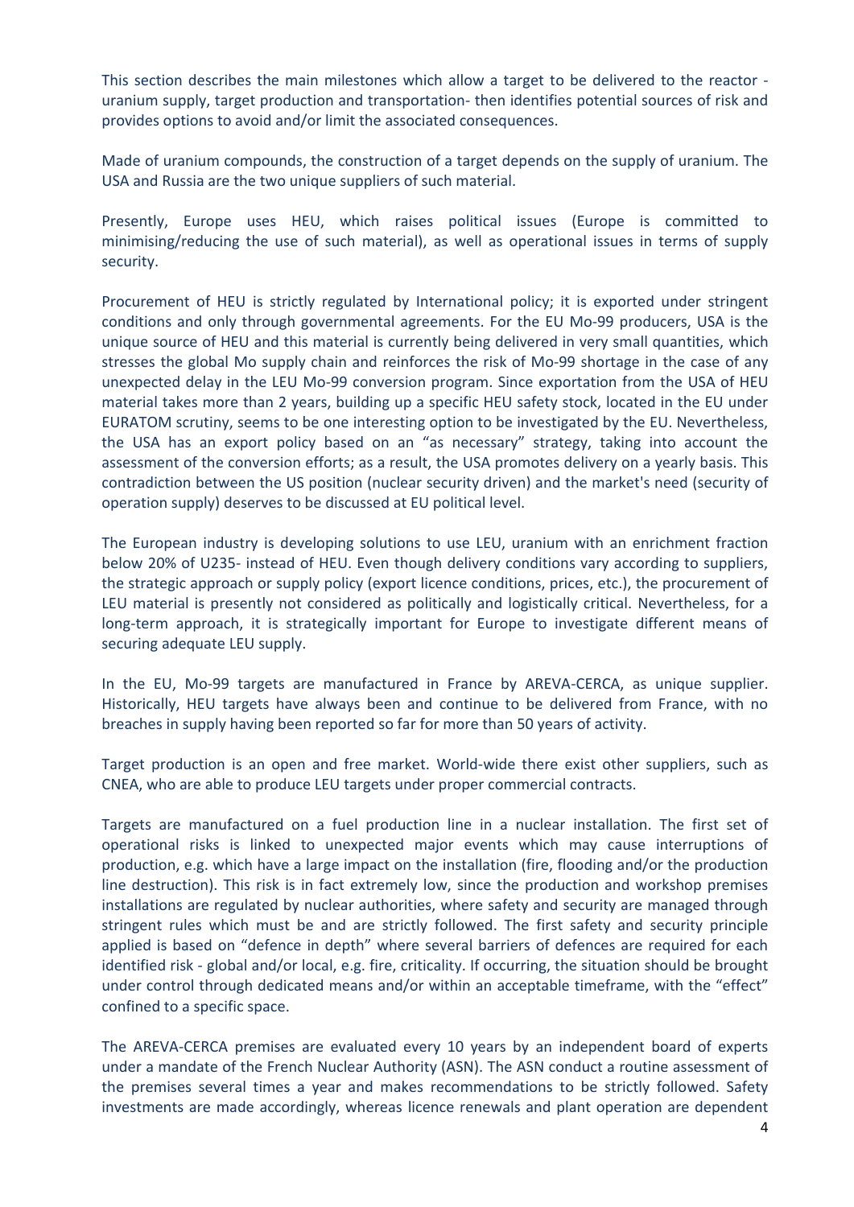This section describes the main milestones which allow a target to be delivered to the reactor - uranium supply, target production and transportation- then identifies potential sources of risk and provides options to avoid and/or limit the associated consequences.

Made of uranium compounds, the construction of a target depends on the supply of uranium. The USA and Russia are the two unique suppliers of such material.

Presently, Europe uses HEU, which raises political issues (Europe is committed to minimising/reducing the use of such material), as well as operational issues in terms of supply security.

Procurement of HEU is strictly regulated by International policy; it is exported under stringent conditions and only through governmental agreements. For the EU Mo-99 producers, USA is the unique source of HEU and this material is currently being delivered in very small quantities, which stresses the global Mo supply chain and reinforces the risk of Mo-99 shortage in the case of any unexpected delay in the LEU Mo-99 conversion program. Since exportation from the USA of HEU material takes more than 2 years, building up a specific HEU safety stock, located in the EU under EURATOM scrutiny, seems to be one interesting option to be investigated by the EU. Nevertheless, the USA has an export policy based on an "as necessary" strategy, taking into account the assessment of the conversion efforts; as a result, the USA promotes delivery on a yearly basis. This contradiction between the US position (nuclear security driven) and the market's need (security of operation supply) deserves to be discussed at EU political level.

The European industry is developing solutions to use LEU, uranium with an enrichment fraction below 20% of U235- instead of HEU. Even though delivery conditions vary according to suppliers, the strategic approach or supply policy (export licence conditions, prices, etc.), the procurement of LEU material is presently not considered as politically and logistically critical. Nevertheless, for a long-term approach, it is strategically important for Europe to investigate different means of securing adequate LEU supply.

In the EU, Mo-99 targets are manufactured in France by AREVA-CERCA, as unique supplier. Historically, HEU targets have always been and continue to be delivered from France, with no breaches in supply having been reported so far for more than 50 years of activity.

Target production is an open and free market. World-wide there exist other suppliers, such as CNEA, who are able to produce LEU targets under proper commercial contracts.

Targets are manufactured on a fuel production line in a nuclear installation. The first set of operational risks is linked to unexpected major events which may cause interruptions of production, e.g. which have a large impact on the installation (fire, flooding and/or the production line destruction). This risk is in fact extremely low, since the production and workshop premises installations are regulated by nuclear authorities, where safety and security are managed through stringent rules which must be and are strictly followed. The first safety and security principle applied is based on "defence in depth" where several barriers of defences are required for each identified risk - global and/or local, e.g. fire, criticality. If occurring, the situation should be brought under control through dedicated means and/or within an acceptable timeframe, with the "effect" confined to a specific space.

The AREVA-CERCA premises are evaluated every 10 years by an independent board of experts under a mandate of the French Nuclear Authority (ASN). The ASN conduct a routine assessment of the premises several times a year and makes recommendations to be strictly followed. Safety investments are made accordingly, whereas licence renewals and plant operation are dependent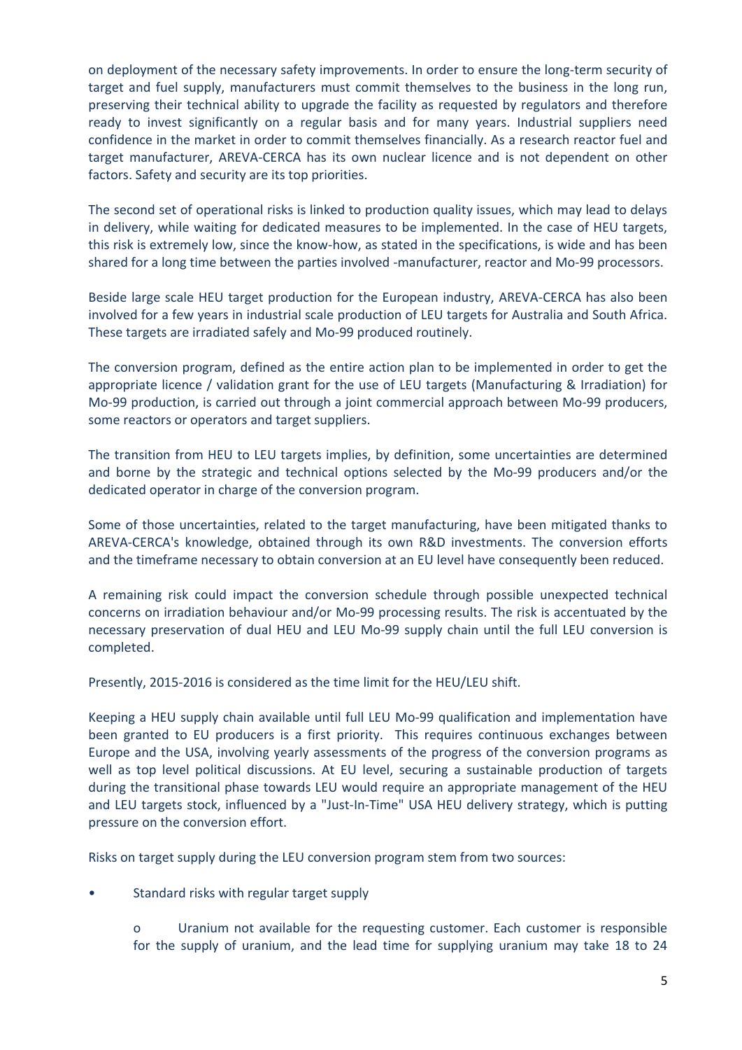on deployment of the necessary safety improvements. In order to ensure the long-term security of target and fuel supply, manufacturers must commit themselves to the business in the long run, preserving their technical ability to upgrade the facility as requested by regulators and therefore ready to invest significantly on a regular basis and for many years. Industrial suppliers need confidence in the market in order to commit themselves financially. As a research reactor fuel and target manufacturer, AREVA-CERCA has its own nuclear licence and is not dependent on other factors. Safety and security are its top priorities.

The second set of operational risks is linked to production quality issues, which may lead to delays in delivery, while waiting for dedicated measures to be implemented. In the case of HEU targets, this risk is extremely low, since the know-how, as stated in the specifications, is wide and has been shared for a long time between the parties involved -manufacturer, reactor and Mo-99 processors.

Beside large scale HEU target production for the European industry, AREVA-CERCA has also been involved for a few years in industrial scale production of LEU targets for Australia and South Africa. These targets are irradiated safely and Mo-99 produced routinely.

The conversion program, defined as the entire action plan to be implemented in order to get the appropriate licence / validation grant for the use of LEU targets (Manufacturing & Irradiation) for Mo-99 production, is carried out through a joint commercial approach between Mo-99 producers, some reactors or operators and target suppliers.

The transition from HEU to LEU targets implies, by definition, some uncertainties are determined and borne by the strategic and technical options selected by the Mo-99 producers and/or the dedicated operator in charge of the conversion program.

Some of those uncertainties, related to the target manufacturing, have been mitigated thanks to AREVA-CERCA's knowledge, obtained through its own R&D investments. The conversion efforts and the timeframe necessary to obtain conversion at an EU level have consequently been reduced.

A remaining risk could impact the conversion schedule through possible unexpected technical concerns on irradiation behaviour and/or Mo-99 processing results. The risk is accentuated by the necessary preservation of dual HEU and LEU Mo-99 supply chain until the full LEU conversion is completed.

Presently, 2015-2016 is considered as the time limit for the HEU/LEU shift.

Keeping a HEU supply chain available until full LEU Mo-99 qualification and implementation have been granted to EU producers is a first priority. This requires continuous exchanges between Europe and the USA, involving yearly assessments of the progress of the conversion programs as well as top level political discussions. At EU level, securing a sustainable production of targets during the transitional phase towards LEU would require an appropriate management of the HEU and LEU targets stock, influenced by a "Just-In-Time" USA HEU delivery strategy, which is putting pressure on the conversion effort.

Risks on target supply during the LEU conversion program stem from two sources:

- Standard risks with regular target supply
    - Uranium not available for the requesting customer. Each customer is responsible for the supply of uranium, and the lead time for supplying uranium may take 18 to 24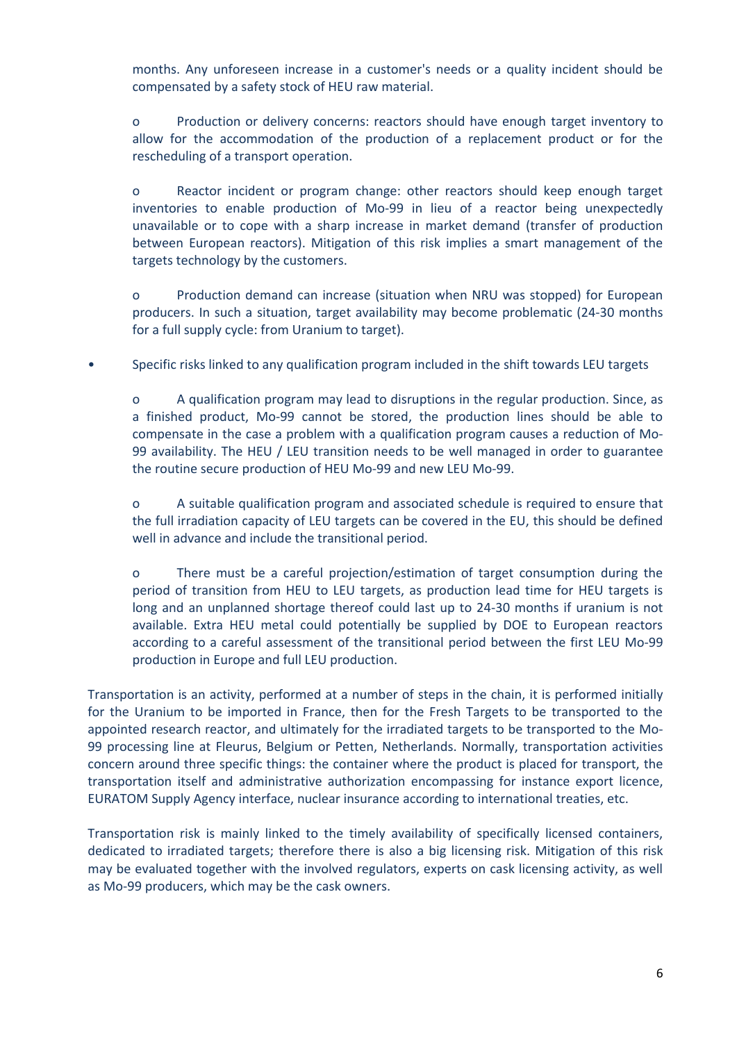months. Any unforeseen increase in a customer's needs or a quality incident should be compensated by a safety stock of HEU raw material.

- Production or delivery concerns: reactors should have enough target inventory to allow for the accommodation of the production of a replacement product or for the rescheduling of a transport operation.

- Reactor incident or program change: other reactors should keep enough target inventories to enable production of Mo-99 in lieu of a reactor being unexpectedly unavailable or to cope with a sharp increase in market demand (transfer of production between European reactors). Mitigation of this risk implies a smart management of the targets technology by the customers.

- Production demand can increase (situation when NRU was stopped) for European producers. In such a situation, target availability may become problematic (24-30 months for a full supply cycle: from Uranium to target).

- Specific risks linked to any qualification program included in the shift towards LEU targets

  - A qualification program may lead to disruptions in the regular production. Since, as a finished product, Mo-99 cannot be stored, the production lines should be able to compensate in the case a problem with a qualification program causes a reduction of Mo-99 availability. The HEU / LEU transition needs to be well managed in order to guarantee the routine secure production of HEU Mo-99 and new LEU Mo-99.

  - A suitable qualification program and associated schedule is required to ensure that the full irradiation capacity of LEU targets can be covered in the EU, this should be defined well in advance and include the transitional period.

  - There must be a careful projection/estimation of target consumption during the period of transition from HEU to LEU targets, as production lead time for HEU targets is long and an unplanned shortage thereof could last up to 24-30 months if uranium is not available. Extra HEU metal could potentially be supplied by DOE to European reactors according to a careful assessment of the transitional period between the first LEU Mo-99 production in Europe and full LEU production.

Transportation is an activity, performed at a number of steps in the chain, it is performed initially for the Uranium to be imported in France, then for the Fresh Targets to be transported to the appointed research reactor, and ultimately for the irradiated targets to be transported to the Mo-99 processing line at Fleurus, Belgium or Petten, Netherlands. Normally, transportation activities concern around three specific things: the container where the product is placed for transport, the transportation itself and administrative authorization encompassing for instance export licence, EURATOM Supply Agency interface, nuclear insurance according to international treaties, etc.

Transportation risk is mainly linked to the timely availability of specifically licensed containers, dedicated to irradiated targets; therefore there is also a big licensing risk. Mitigation of this risk may be evaluated together with the involved regulators, experts on cask licensing activity, as well as Mo-99 producers, which may be the cask owners.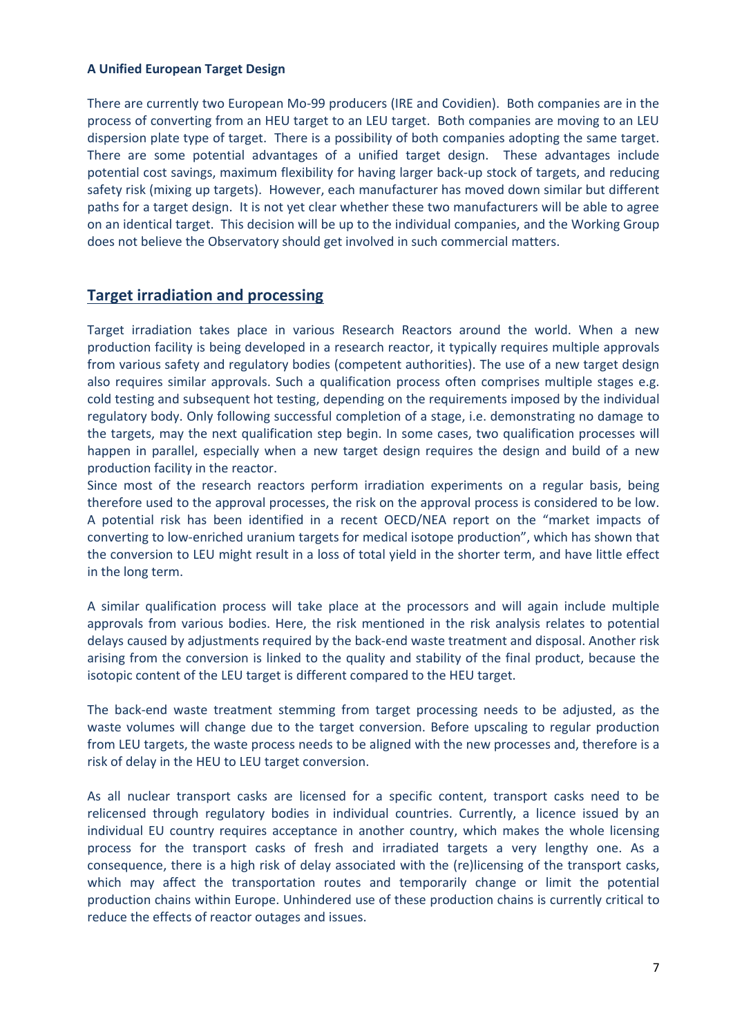**A Unified European Target Design**

There are currently two European Mo-99 producers (IRE and Covidien). Both companies are in the process of converting from an HEU target to an LEU target. Both companies are moving to an LEU dispersion plate type of target. There is a possibility of both companies adopting the same target. There are some potential advantages of a unified target design. These advantages include potential cost savings, maximum flexibility for having larger back-up stock of targets, and reducing safety risk (mixing up targets). However, each manufacturer has moved down similar but different paths for a target design. It is not yet clear whether these two manufacturers will be able to agree on an identical target. This decision will be up to the individual companies, and the Working Group does not believe the Observatory should get involved in such commercial matters.

## Target irradiation and processing

Target irradiation takes place in various Research Reactors around the world. When a new production facility is being developed in a research reactor, it typically requires multiple approvals from various safety and regulatory bodies (competent authorities). The use of a new target design also requires similar approvals. Such a qualification process often comprises multiple stages e.g. cold testing and subsequent hot testing, depending on the requirements imposed by the individual regulatory body. Only following successful completion of a stage, i.e. demonstrating no damage to the targets, may the next qualification step begin. In some cases, two qualification processes will happen in parallel, especially when a new target design requires the design and build of a new production facility in the reactor.

Since most of the research reactors perform irradiation experiments on a regular basis, being therefore used to the approval processes, the risk on the approval process is considered to be low. A potential risk has been identified in a recent OECD/NEA report on the "market impacts of converting to low-enriched uranium targets for medical isotope production", which has shown that the conversion to LEU might result in a loss of total yield in the shorter term, and have little effect in the long term.

A similar qualification process will take place at the processors and will again include multiple approvals from various bodies. Here, the risk mentioned in the risk analysis relates to potential delays caused by adjustments required by the back-end waste treatment and disposal. Another risk arising from the conversion is linked to the quality and stability of the final product, because the isotopic content of the LEU target is different compared to the HEU target.

The back-end waste treatment stemming from target processing needs to be adjusted, as the waste volumes will change due to the target conversion. Before upscaling to regular production from LEU targets, the waste process needs to be aligned with the new processes and, therefore is a risk of delay in the HEU to LEU target conversion.

As all nuclear transport casks are licensed for a specific content, transport casks need to be relicensed through regulatory bodies in individual countries. Currently, a licence issued by an individual EU country requires acceptance in another country, which makes the whole licensing process for the transport casks of fresh and irradiated targets a very lengthy one. As a consequence, there is a high risk of delay associated with the (re)licensing of the transport casks, which may affect the transportation routes and temporarily change or limit the potential production chains within Europe. Unhindered use of these production chains is currently critical to reduce the effects of reactor outages and issues.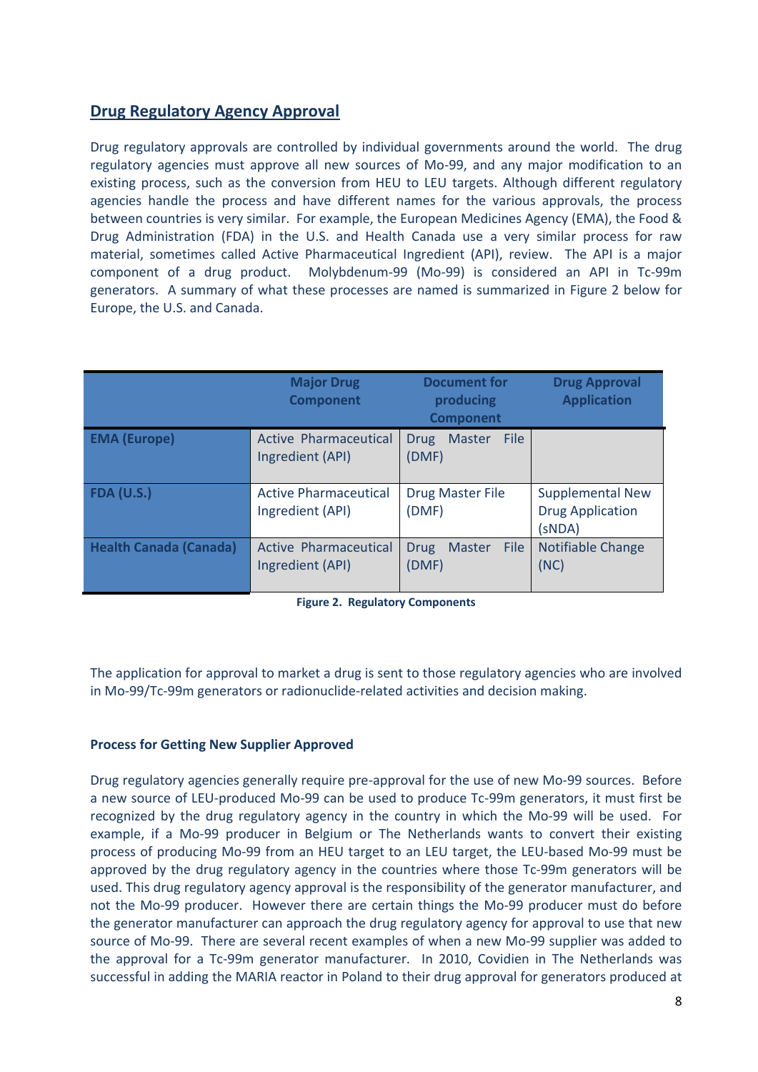## Drug Regulatory Agency Approval

Drug regulatory approvals are controlled by individual governments around the world. The drug regulatory agencies must approve all new sources of Mo-99, and any major modification to an existing process, such as the conversion from HEU to LEU targets. Although different regulatory agencies handle the process and have different names for the various approvals, the process between countries is very similar. For example, the European Medicines Agency (EMA), the Food & Drug Administration (FDA) in the U.S. and Health Canada use a very similar process for raw material, sometimes called Active Pharmaceutical Ingredient (API), review. The API is a major component of a drug product. Molybdenum-99 (Mo-99) is considered an API in Tc-99m generators. A summary of what these processes are named is summarized in Figure 2 below for Europe, the U.S. and Canada.

| | Major Drug Component | Document for producing Component | Drug Approval Application |
|---|---|---|---|
| **EMA (Europe)** | Active Pharmaceutical Ingredient (API) | Drug Master File (DMF) | |
| **FDA (U.S.)** | Active Pharmaceutical Ingredient (API) | Drug Master File (DMF) | Supplemental New Drug Application (sNDA) |
| **Health Canada (Canada)** | Active Pharmaceutical Ingredient (API) | Drug Master File (DMF) | Notifiable Change (NC) |

**Figure 2. Regulatory Components**

The application for approval to market a drug is sent to those regulatory agencies who are involved in Mo-99/Tc-99m generators or radionuclide-related activities and decision making.

**Process for Getting New Supplier Approved**

Drug regulatory agencies generally require pre-approval for the use of new Mo-99 sources. Before a new source of LEU-produced Mo-99 can be used to produce Tc-99m generators, it must first be recognized by the drug regulatory agency in the country in which the Mo-99 will be used. For example, if a Mo-99 producer in Belgium or The Netherlands wants to convert their existing process of producing Mo-99 from an HEU target to an LEU target, the LEU-based Mo-99 must be approved by the drug regulatory agency in the countries where those Tc-99m generators will be used. This drug regulatory agency approval is the responsibility of the generator manufacturer, and not the Mo-99 producer. However there are certain things the Mo-99 producer must do before the generator manufacturer can approach the drug regulatory agency for approval to use that new source of Mo-99. There are several recent examples of when a new Mo-99 supplier was added to the approval for a Tc-99m generator manufacturer. In 2010, Covidien in The Netherlands was successful in adding the MARIA reactor in Poland to their drug approval for generators produced at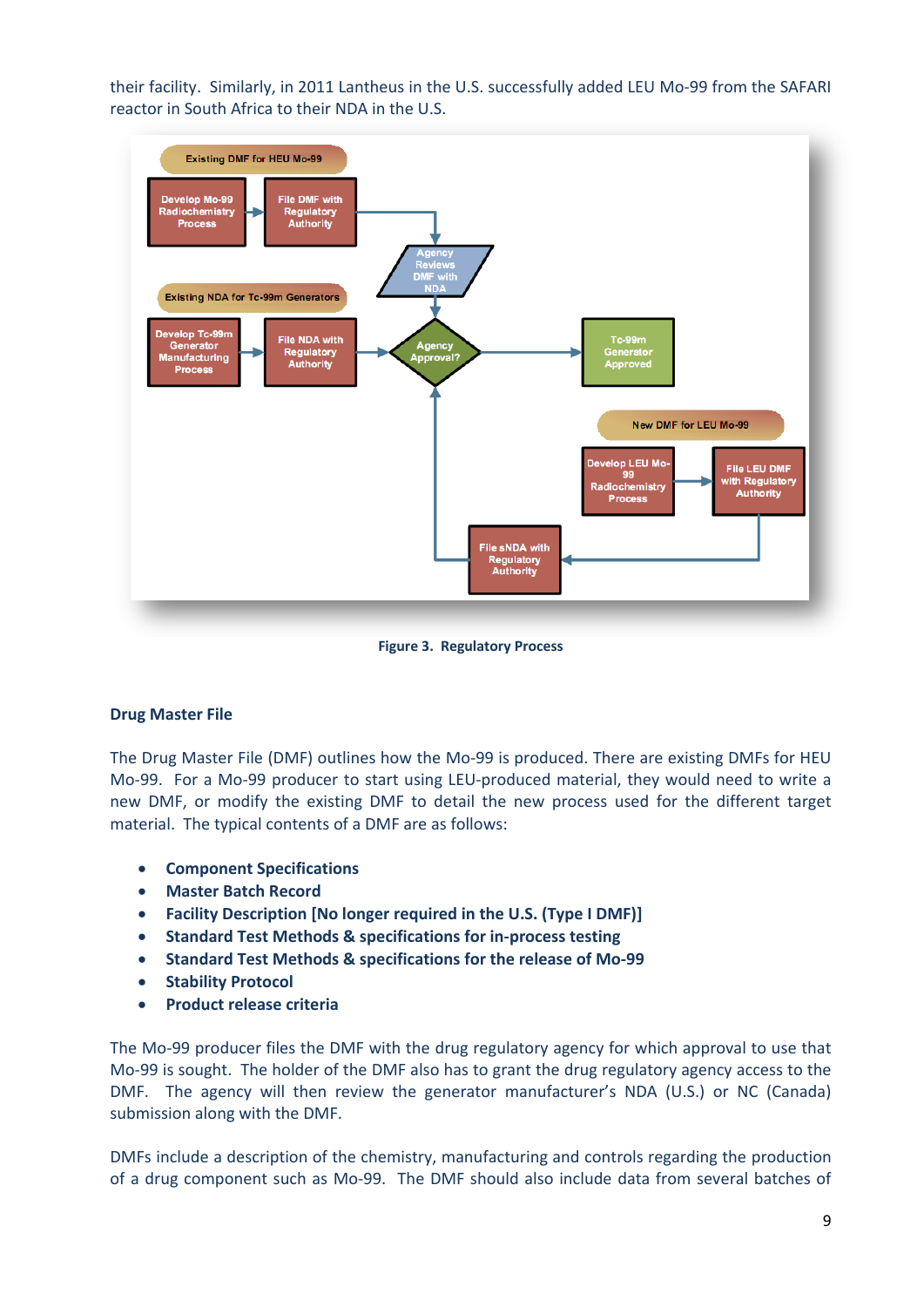their facility. Similarly, in 2011 Lantheus in the U.S. successfully added LEU Mo-99 from the SAFARI reactor in South Africa to their NDA in the U.S.

**Figure 3. Regulatory Process**

### Drug Master File

The Drug Master File (DMF) outlines how the Mo-99 is produced. There are existing DMFs for HEU Mo-99. For a Mo-99 producer to start using LEU-produced material, they would need to write a new DMF, or modify the existing DMF to detail the new process used for the different target material. The typical contents of a DMF are as follows:

- **Component Specifications**
- **Master Batch Record**
- **Facility Description [No longer required in the U.S. (Type I DMF)]**
- **Standard Test Methods & specifications for in-process testing**
- **Standard Test Methods & specifications for the release of Mo-99**
- **Stability Protocol**
- **Product release criteria**

The Mo-99 producer files the DMF with the drug regulatory agency for which approval to use that Mo-99 is sought. The holder of the DMF also has to grant the drug regulatory agency access to the DMF. The agency will then review the generator manufacturer's NDA (U.S.) or NC (Canada) submission along with the DMF.

DMFs include a description of the chemistry, manufacturing and controls regarding the production of a drug component such as Mo-99. The DMF should also include data from several batches of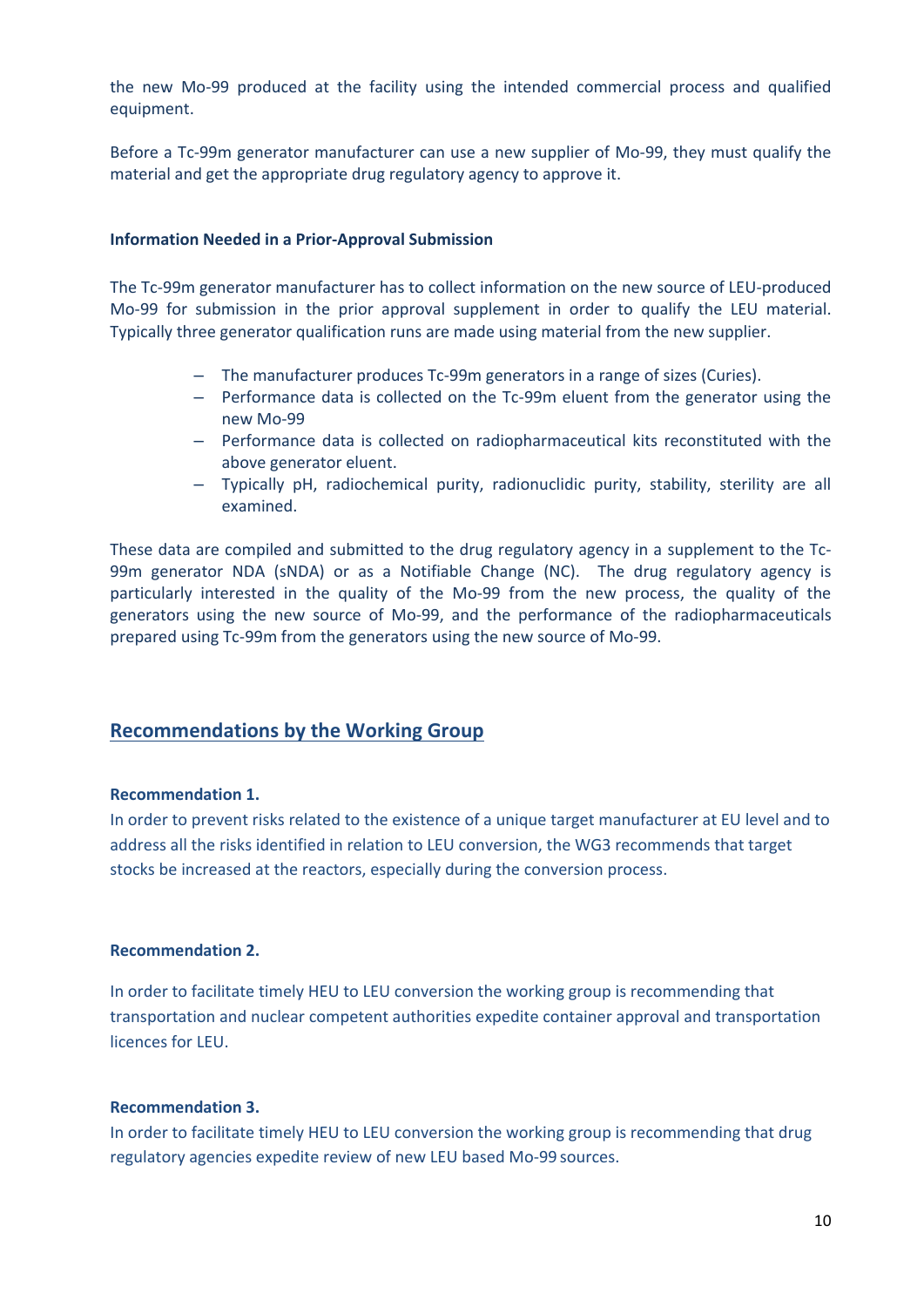the new Mo-99 produced at the facility using the intended commercial process and qualified equipment.

Before a Tc-99m generator manufacturer can use a new supplier of Mo-99, they must qualify the material and get the appropriate drug regulatory agency to approve it.

**Information Needed in a Prior-Approval Submission**

The Tc-99m generator manufacturer has to collect information on the new source of LEU-produced Mo-99 for submission in the prior approval supplement in order to qualify the LEU material. Typically three generator qualification runs are made using material from the new supplier.

- The manufacturer produces Tc-99m generators in a range of sizes (Curies).
- Performance data is collected on the Tc-99m eluent from the generator using the new Mo-99
- Performance data is collected on radiopharmaceutical kits reconstituted with the above generator eluent.
- Typically pH, radiochemical purity, radionuclidic purity, stability, sterility are all examined.

These data are compiled and submitted to the drug regulatory agency in a supplement to the Tc-99m generator NDA (sNDA) or as a Notifiable Change (NC). The drug regulatory agency is particularly interested in the quality of the Mo-99 from the new process, the quality of the generators using the new source of Mo-99, and the performance of the radiopharmaceuticals prepared using Tc-99m from the generators using the new source of Mo-99.

## Recommendations by the Working Group

**Recommendation 1.**

In order to prevent risks related to the existence of a unique target manufacturer at EU level and to address all the risks identified in relation to LEU conversion, the WG3 recommends that target stocks be increased at the reactors, especially during the conversion process.

**Recommendation 2.**

In order to facilitate timely HEU to LEU conversion the working group is recommending that transportation and nuclear competent authorities expedite container approval and transportation licences for LEU.

**Recommendation 3.**

In order to facilitate timely HEU to LEU conversion the working group is recommending that drug regulatory agencies expedite review of new LEU based Mo-99 sources.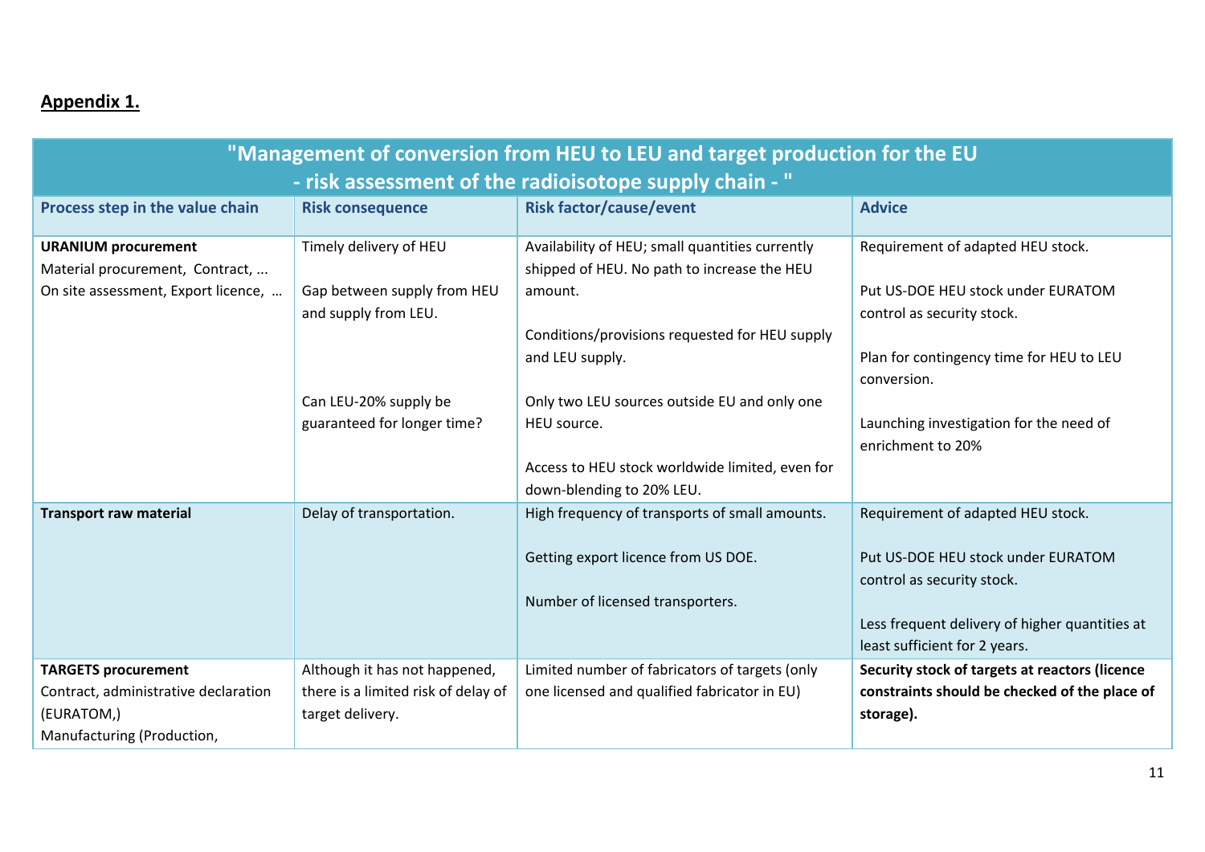**Appendix 1.**

| "Management of conversion from HEU to LEU and target production for the EU - risk assessment of the radioisotope supply chain - " | | | |
|---|---|---|---|
| **Process step in the value chain** | **Risk consequence** | **Risk factor/cause/event** | **Advice** |
| **URANIUM procurement**<br>Material procurement, Contract, ...<br>On site assessment, Export licence, ... | Timely delivery of HEU<br><br>Gap between supply from HEU and supply from LEU.<br><br>Can LEU-20% supply be guaranteed for longer time? | Availability of HEU; small quantities currently shipped of HEU. No path to increase the HEU amount.<br><br>Conditions/provisions requested for HEU supply and LEU supply.<br><br>Only two LEU sources outside EU and only one HEU source.<br><br>Access to HEU stock worldwide limited, even for down-blending to 20% LEU. | Requirement of adapted HEU stock.<br><br>Put US-DOE HEU stock under EURATOM control as security stock.<br><br>Plan for contingency time for HEU to LEU conversion.<br><br>Launching investigation for the need of enrichment to 20% |
| **Transport raw material** | Delay of transportation. | High frequency of transports of small amounts.<br><br>Getting export licence from US DOE.<br><br>Number of licensed transporters. | Requirement of adapted HEU stock.<br><br>Put US-DOE HEU stock under EURATOM control as security stock.<br><br>Less frequent delivery of higher quantities at least sufficient for 2 years. |
| **TARGETS procurement**<br>Contract, administrative declaration (EURATOM,)<br>Manufacturing (Production, | Although it has not happened, there is a limited risk of delay of target delivery. | Limited number of fabricators of targets (only one licensed and qualified fabricator in EU) | **Security stock of targets at reactors (licence constraints should be checked of the place of storage).** |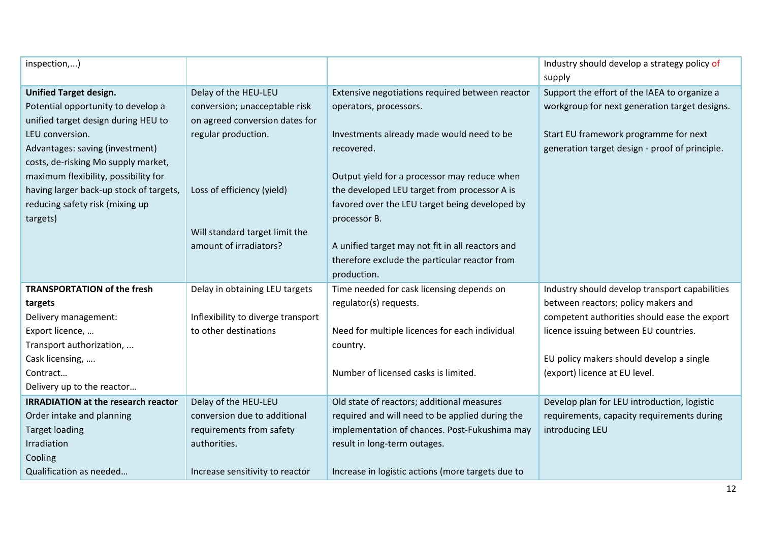| | | | |
|---|---|---|---|
| inspection,...) | | | Industry should develop a strategy policy of supply |
| **Unified Target design.**<br>Potential opportunity to develop a unified target design during HEU to LEU conversion.<br>Advantages: saving (investment) costs, de-risking Mo supply market, maximum flexibility, possibility for having larger back-up stock of targets, reducing safety risk (mixing up targets) | Delay of the HEU-LEU conversion; unacceptable risk on agreed conversion dates for regular production.<br><br>Loss of efficiency (yield)<br><br>Will standard target limit the amount of irradiators? | Extensive negotiations required between reactor operators, processors.<br><br>Investments already made would need to be recovered.<br><br>Output yield for a processor may reduce when the developed LEU target from processor A is favored over the LEU target being developed by processor B.<br><br>A unified target may not fit in all reactors and therefore exclude the particular reactor from production. | Support the effort of the IAEA to organize a workgroup for next generation target designs.<br><br>Start EU framework programme for next generation target design - proof of principle. |
| **TRANSPORTATION of the fresh targets**<br>Delivery management:<br>Export licence, …<br>Transport authorization, ...<br>Cask licensing, ….<br>Contract…<br>Delivery up to the reactor… | Delay in obtaining LEU targets<br><br>Inflexibility to diverge transport to other destinations | Time needed for cask licensing depends on regulator(s) requests.<br><br>Need for multiple licences for each individual country.<br><br>Number of licensed casks is limited. | Industry should develop transport capabilities between reactors; policy makers and competent authorities should ease the export licence issuing between EU countries.<br><br>EU policy makers should develop a single (export) licence at EU level. |
| **IRRADIATION at the research reactor**<br>Order intake and planning<br>Target loading<br>Irradiation<br>Cooling<br>Qualification as needed… | Delay of the HEU-LEU conversion due to additional requirements from safety authorities.<br><br>Increase sensitivity to reactor | Old state of reactors; additional measures required and will need to be applied during the implementation of chances. Post-Fukushima may result in long-term outages.<br><br>Increase in logistic actions (more targets due to | Develop plan for LEU introduction, logistic requirements, capacity requirements during introducing LEU |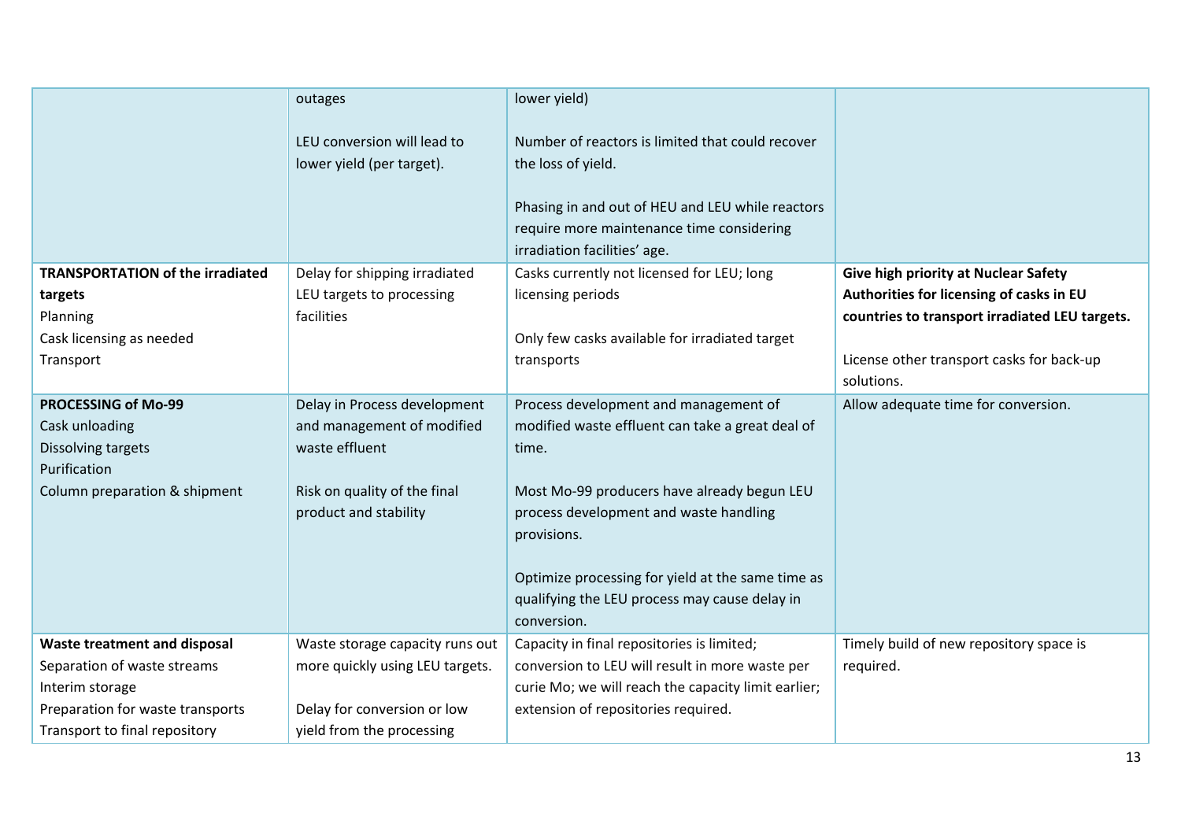| | | | |
|---|---|---|---|
| | outages<br><br>LEU conversion will lead to lower yield (per target). | lower yield)<br><br>Number of reactors is limited that could recover the loss of yield.<br><br>Phasing in and out of HEU and LEU while reactors require more maintenance time considering irradiation facilities' age. | |
| **TRANSPORTATION of the irradiated targets**<br>Planning<br>Cask licensing as needed<br>Transport | Delay for shipping irradiated LEU targets to processing facilities | Casks currently not licensed for LEU; long licensing periods<br><br>Only few casks available for irradiated target transports | **Give high priority at Nuclear Safety Authorities for licensing of casks in EU countries to transport irradiated LEU targets.**<br><br>License other transport casks for back-up solutions. |
| **PROCESSING of Mo-99**<br>Cask unloading<br>Dissolving targets<br>Purification<br>Column preparation & shipment | Delay in Process development and management of modified waste effluent<br><br>Risk on quality of the final product and stability | Process development and management of modified waste effluent can take a great deal of time.<br><br>Most Mo-99 producers have already begun LEU process development and waste handling provisions.<br><br>Optimize processing for yield at the same time as qualifying the LEU process may cause delay in conversion. | Allow adequate time for conversion. |
| **Waste treatment and disposal**<br>Separation of waste streams<br>Interim storage<br>Preparation for waste transports<br>Transport to final repository | Waste storage capacity runs out more quickly using LEU targets.<br><br>Delay for conversion or low yield from the processing | Capacity in final repositories is limited; conversion to LEU will result in more waste per curie Mo; we will reach the capacity limit earlier; extension of repositories required. | Timely build of new repository space is required. |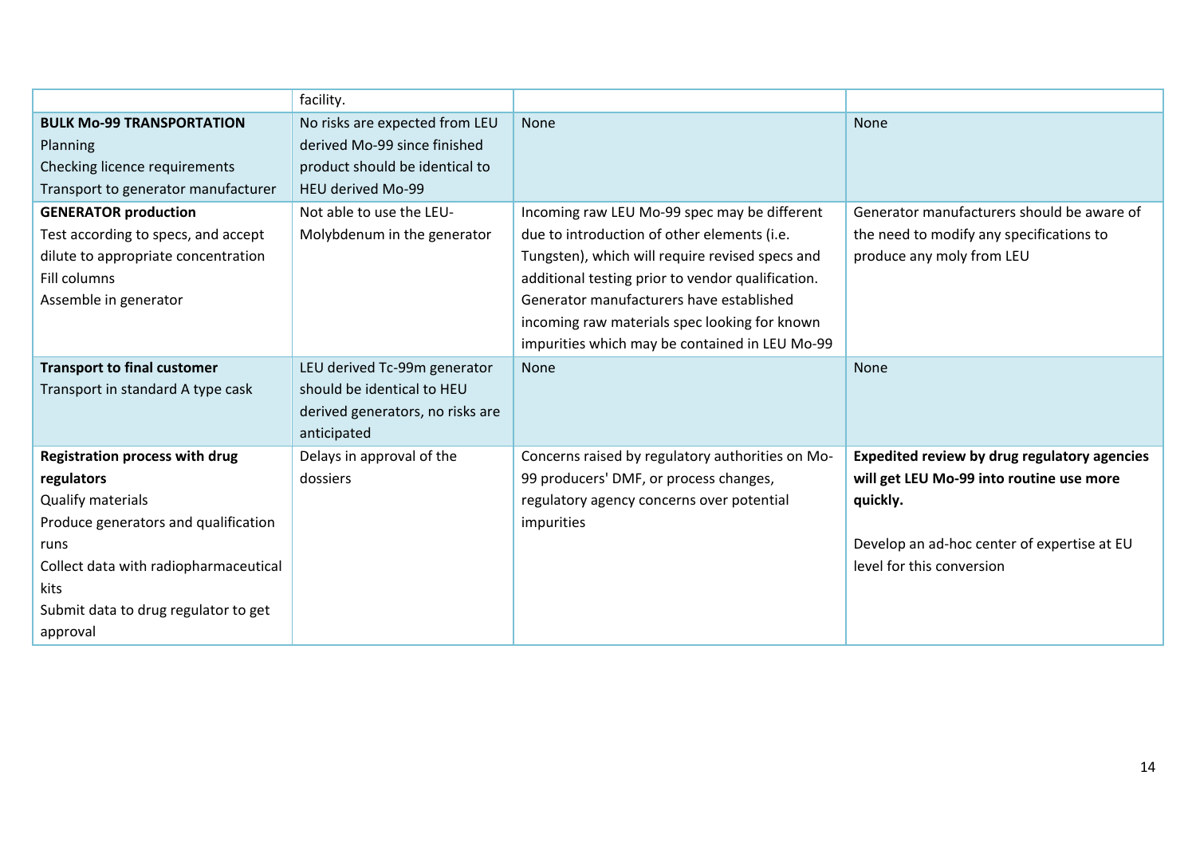| | | | |
|---|---|---|---|
| | facility. | | |
| **BULK Mo-99 TRANSPORTATION**<br>Planning<br>Checking licence requirements<br>Transport to generator manufacturer | No risks are expected from LEU derived Mo-99 since finished product should be identical to HEU derived Mo-99 | None | None |
| **GENERATOR production**<br>Test according to specs, and accept<br>dilute to appropriate concentration<br>Fill columns<br>Assemble in generator | Not able to use the LEU-Molybdenum in the generator | Incoming raw LEU Mo-99 spec may be different due to introduction of other elements (i.e. Tungsten), which will require revised specs and additional testing prior to vendor qualification. Generator manufacturers have established incoming raw materials spec looking for known impurities which may be contained in LEU Mo-99 | Generator manufacturers should be aware of the need to modify any specifications to produce any moly from LEU |
| **Transport to final customer**<br>Transport in standard A type cask | LEU derived Tc-99m generator should be identical to HEU derived generators, no risks are anticipated | None | None |
| **Registration process with drug regulators**<br>Qualify materials<br>Produce generators and qualification runs<br>Collect data with radiopharmaceutical kits<br>Submit data to drug regulator to get approval | Delays in approval of the dossiers | Concerns raised by regulatory authorities on Mo-99 producers' DMF, or process changes, regulatory agency concerns over potential impurities | **Expedited review by drug regulatory agencies will get LEU Mo-99 into routine use more quickly.**<br><br>Develop an ad-hoc center of expertise at EU level for this conversion |